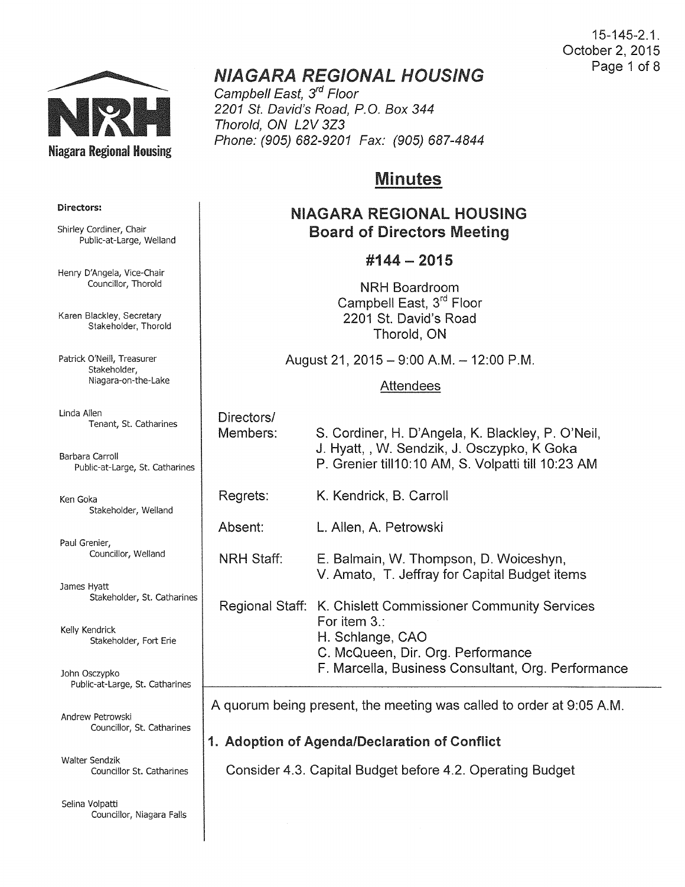15-145-2.1.
October 2, 2015

# NIAGARA REGIONAL HOUSING

*Campbell East, 3rd Floor*
*2201 St. David's Road, P.O. Box 344*
*Thorold, ON L2V 3Z3*
*Phone: (905) 682-9201 Fax: (905) 687-4844*

**Directors:**

Shirley Cordiner, Chair
Public-at-Large, Welland

Henry D'Angela, Vice-Chair
Councillor, Thorold

Karen Blackley, Secretary
Stakeholder, Thorold

Patrick O'Neill, Treasurer
Stakeholder, Niagara-on-the-Lake

Linda Allen
Tenant, St. Catharines

Barbara Carroll
Public-at-Large, St. Catharines

Ken Goka
Stakeholder, Welland

Paul Grenier,
Councillor, Welland

James Hyatt
Stakeholder, St. Catharines

Kelly Kendrick
Stakeholder, Fort Erie

John Osczypko
Public-at-Large, St. Catharines

Andrew Petrowski
Councillor, St. Catharines

Walter Sendzik
Councillor St. Catharines

Selina Volpatti
Councillor, Niagara Falls

## Minutes

### NIAGARA REGIONAL HOUSING Board of Directors Meeting

### #144 – 2015

NRH Boardroom
Campbell East, 3rd Floor
2201 St. David's Road
Thorold, ON

August 21, 2015 – 9:00 A.M. – 12:00 P.M.

Attendees

| | |
|---|---|
| Directors/ Members: | S. Cordiner, H. D'Angela, K. Blackley, P. O'Neil, J. Hyatt, , W. Sendzik, J. Osczypko, K Goka P. Grenier till10:10 AM, S. Volpatti till 10:23 AM |
| Regrets: | K. Kendrick, B. Carroll |
| Absent: | L. Allen, A. Petrowski |
| NRH Staff: | E. Balmain, W. Thompson, D. Woiceshyn, V. Amato, T. Jeffray for Capital Budget items |
| Regional Staff: | K. Chislett Commissioner Community Services For item 3.: H. Schlange, CAO C. McQueen, Dir. Org. Performance F. Marcella, Business Consultant, Org. Performance |

A quorum being present, the meeting was called to order at 9:05 A.M.

## 1. Adoption of Agenda/Declaration of Conflict

Consider 4.3. Capital Budget before 4.2. Operating Budget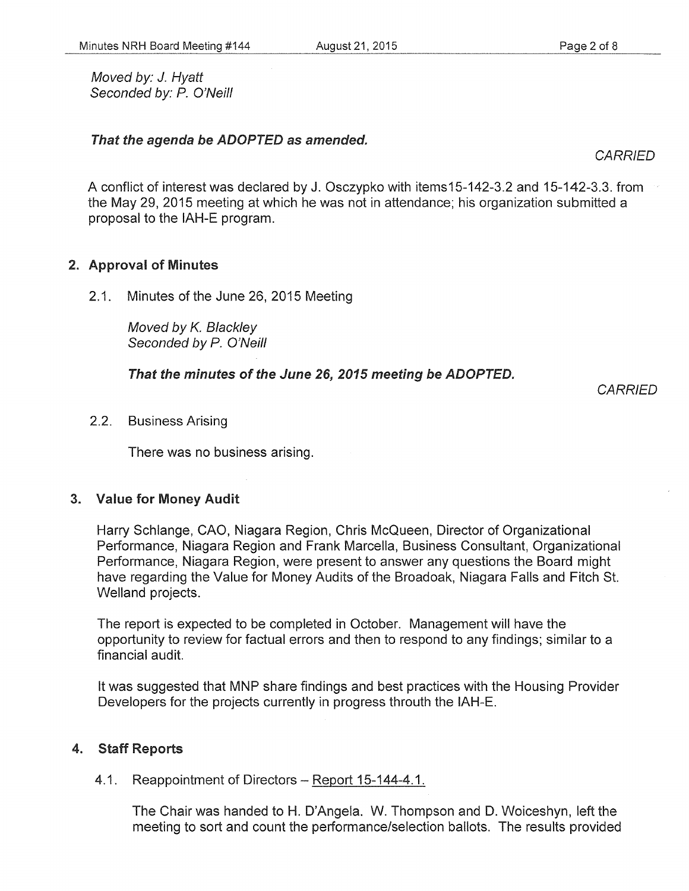*Moved by: J. Hyatt*
*Seconded by: P. O'Neill*

***That the agenda be ADOPTED as amended.***

*CARRIED*

A conflict of interest was declared by J. Osczypko with items15-142-3.2 and 15-142-3.3. from the May 29, 2015 meeting at which he was not in attendance; his organization submitted a proposal to the IAH-E program.

## 2. Approval of Minutes

2.1. Minutes of the June 26, 2015 Meeting

*Moved by K. Blackley*
*Seconded by P. O'Neill*

***That the minutes of the June 26, 2015 meeting be ADOPTED.***

*CARRIED*

2.2. Business Arising

There was no business arising.

## 3. Value for Money Audit

Harry Schlange, CAO, Niagara Region, Chris McQueen, Director of Organizational Performance, Niagara Region and Frank Marcella, Business Consultant, Organizational Performance, Niagara Region, were present to answer any questions the Board might have regarding the Value for Money Audits of the Broadoak, Niagara Falls and Fitch St. Welland projects.

The report is expected to be completed in October. Management will have the opportunity to review for factual errors and then to respond to any findings; similar to a financial audit.

It was suggested that MNP share findings and best practices with the Housing Provider Developers for the projects currently in progress throuth the IAH-E.

## 4. Staff Reports

4.1. Reappointment of Directors – Report 15-144-4.1.

The Chair was handed to H. D'Angela. W. Thompson and D. Woiceshyn, left the meeting to sort and count the performance/selection ballots. The results provided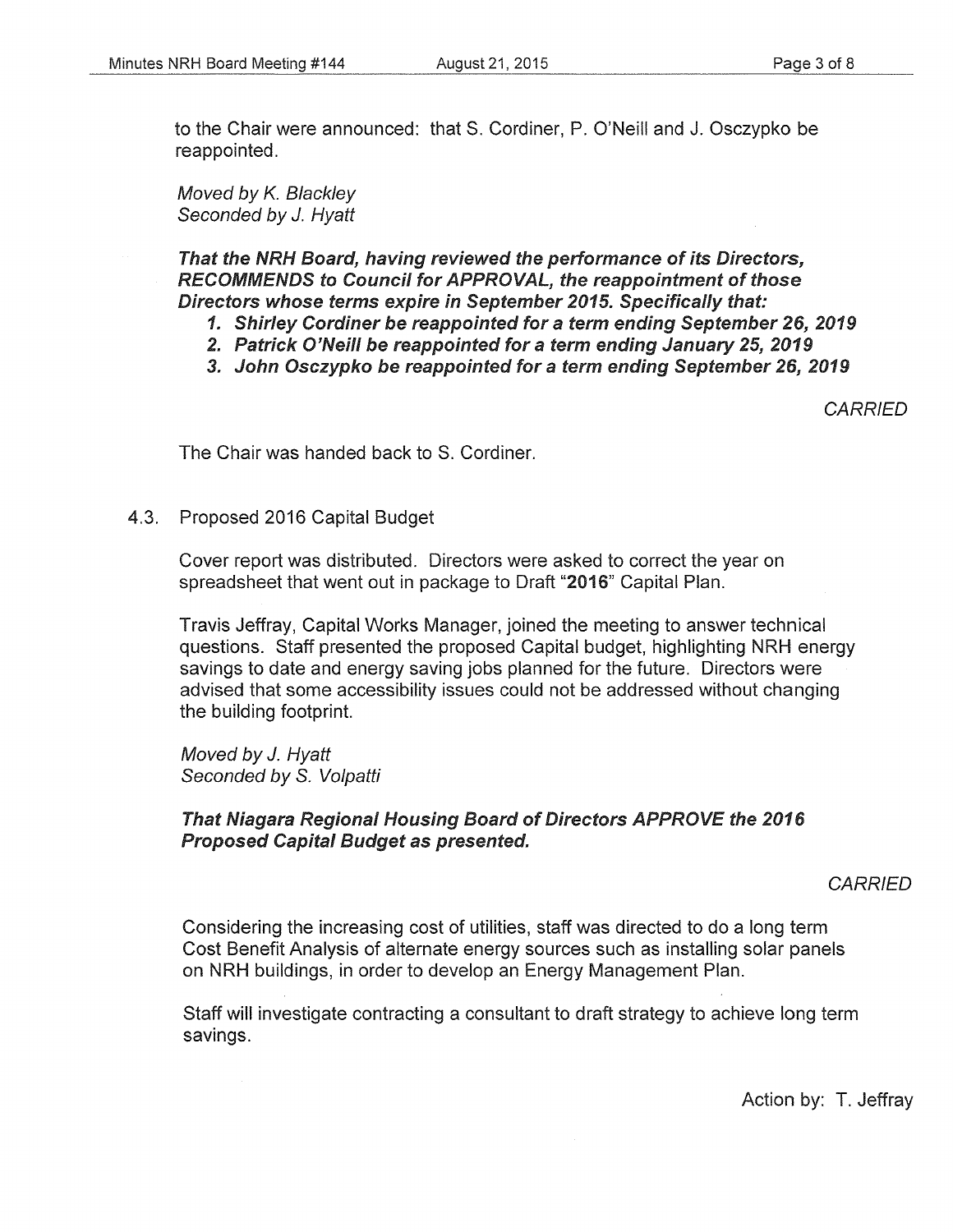to the Chair were announced: that S. Cordiner, P. O'Neill and J. Osczypko be reappointed.

*Moved by K. Blackley*
*Seconded by J. Hyatt*

***That the NRH Board, having reviewed the performance of its Directors, RECOMMENDS to Council for APPROVAL, the reappointment of those Directors whose terms expire in September 2015. Specifically that:***

1. ***Shirley Cordiner be reappointed for a term ending September 26, 2019***
2. ***Patrick O'Neill be reappointed for a term ending January 25, 2019***
3. ***John Osczypko be reappointed for a term ending September 26, 2019***

*CARRIED*

The Chair was handed back to S. Cordiner.

4.3. Proposed 2016 Capital Budget

Cover report was distributed. Directors were asked to correct the year on spreadsheet that went out in package to Draft "**2016**" Capital Plan.

Travis Jeffray, Capital Works Manager, joined the meeting to answer technical questions. Staff presented the proposed Capital budget, highlighting NRH energy savings to date and energy saving jobs planned for the future. Directors were advised that some accessibility issues could not be addressed without changing the building footprint.

*Moved by J. Hyatt*
*Seconded by S. Volpatti*

***That Niagara Regional Housing Board of Directors APPROVE the 2016 Proposed Capital Budget as presented.***

*CARRIED*

Considering the increasing cost of utilities, staff was directed to do a long term Cost Benefit Analysis of alternate energy sources such as installing solar panels on NRH buildings, in order to develop an Energy Management Plan.

Staff will investigate contracting a consultant to draft strategy to achieve long term savings.

Action by: T. Jeffray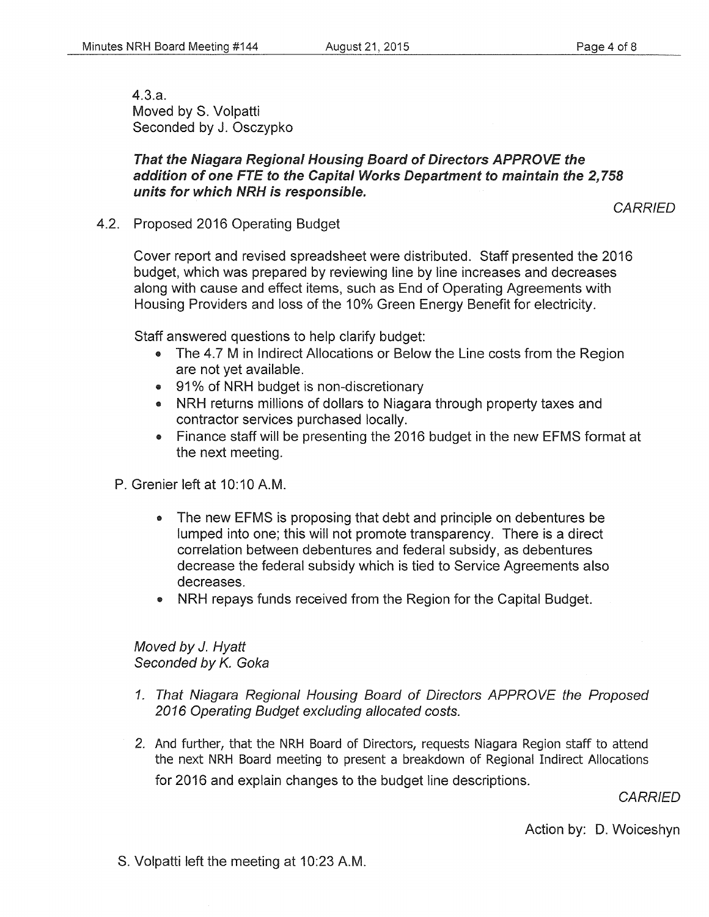4.3.a.
Moved by S. Volpatti
Seconded by J. Osczypko

***That the Niagara Regional Housing Board of Directors APPROVE the addition of one FTE to the Capital Works Department to maintain the 2,758 units for which NRH is responsible.***

*CARRIED*

4.2. Proposed 2016 Operating Budget

Cover report and revised spreadsheet were distributed. Staff presented the 2016 budget, which was prepared by reviewing line by line increases and decreases along with cause and effect items, such as End of Operating Agreements with Housing Providers and loss of the 10% Green Energy Benefit for electricity.

Staff answered questions to help clarify budget:

- The 4.7 M in Indirect Allocations or Below the Line costs from the Region are not yet available.
- 91% of NRH budget is non-discretionary
- NRH returns millions of dollars to Niagara through property taxes and contractor services purchased locally.
- Finance staff will be presenting the 2016 budget in the new EFMS format at the next meeting.

P. Grenier left at 10:10 A.M.

- The new EFMS is proposing that debt and principle on debentures be lumped into one; this will not promote transparency. There is a direct correlation between debentures and federal subsidy, as debentures decrease the federal subsidy which is tied to Service Agreements also decreases.
- NRH repays funds received from the Region for the Capital Budget.

*Moved by J. Hyatt*
*Seconded by K. Goka*

1. *That Niagara Regional Housing Board of Directors APPROVE the Proposed 2016 Operating Budget excluding allocated costs.*
2. *And further, that the NRH Board of Directors, requests Niagara Region staff to attend the next NRH Board meeting to present a breakdown of Regional Indirect Allocations for 2016 and explain changes to the budget line descriptions.*

*CARRIED*

Action by: D. Woiceshyn

S. Volpatti left the meeting at 10:23 A.M.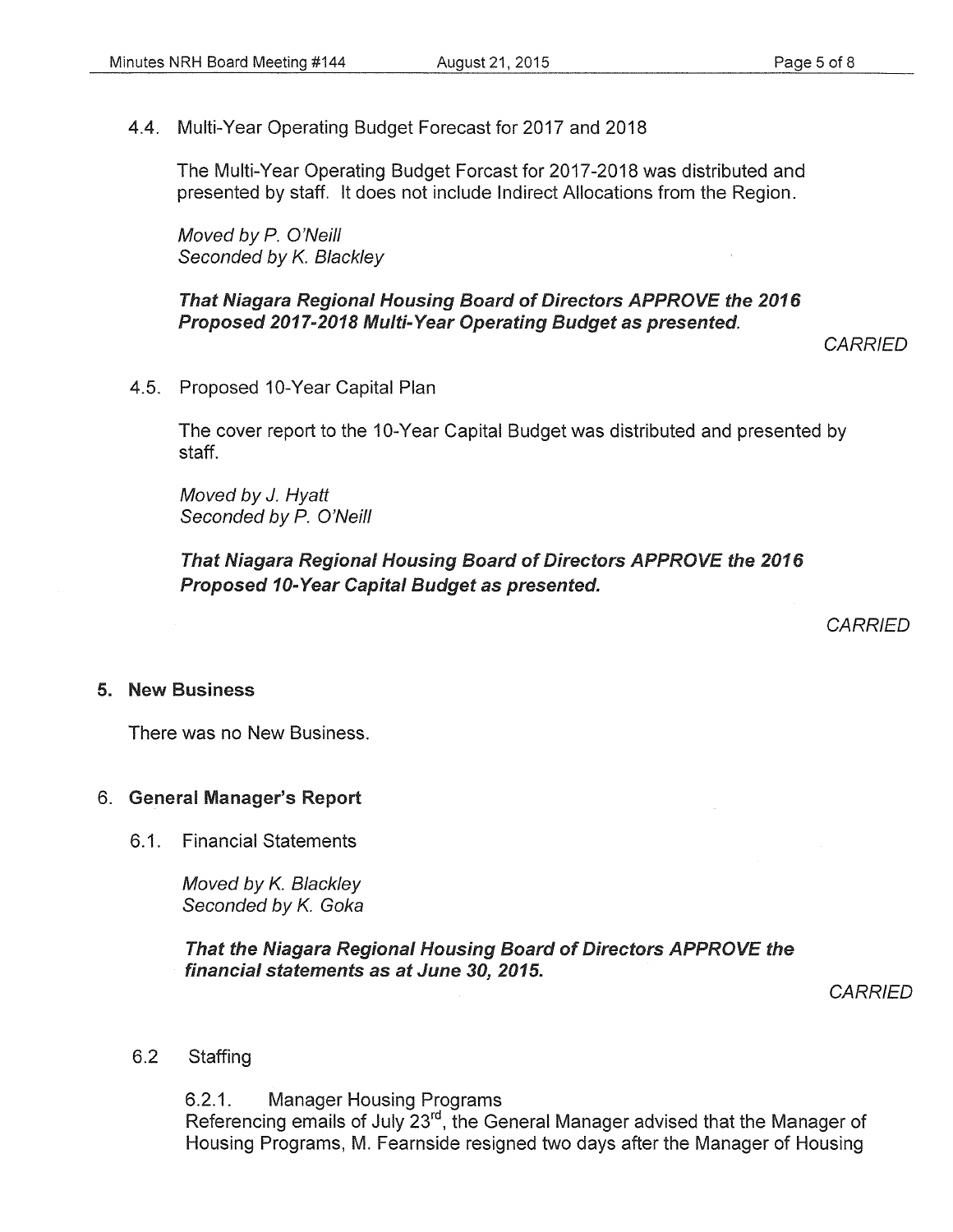4.4. Multi-Year Operating Budget Forecast for 2017 and 2018

The Multi-Year Operating Budget Forcast for 2017-2018 was distributed and presented by staff. It does not include Indirect Allocations from the Region.

*Moved by P. O'Neill*
*Seconded by K. Blackley*

***That Niagara Regional Housing Board of Directors APPROVE the 2016 Proposed 2017-2018 Multi-Year Operating Budget as presented.***

*CARRIED*

4.5. Proposed 10-Year Capital Plan

The cover report to the 10-Year Capital Budget was distributed and presented by staff.

*Moved by J. Hyatt*
*Seconded by P. O'Neill*

***That Niagara Regional Housing Board of Directors APPROVE the 2016 Proposed 10-Year Capital Budget as presented.***

*CARRIED*

## 5. New Business

There was no New Business.

## 6. General Manager's Report

6.1. Financial Statements

*Moved by K. Blackley*
*Seconded by K. Goka*

***That the Niagara Regional Housing Board of Directors APPROVE the financial statements as at June 30, 2015.***

*CARRIED*

6.2 Staffing

6.2.1. Manager Housing Programs
Referencing emails of July 23rd, the General Manager advised that the Manager of Housing Programs, M. Fearnside resigned two days after the Manager of Housing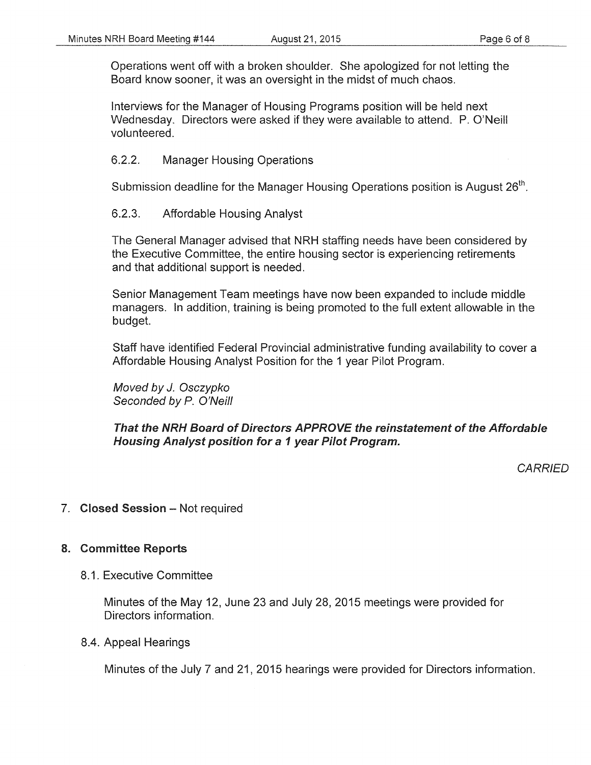Operations went off with a broken shoulder. She apologized for not letting the Board know sooner, it was an oversight in the midst of much chaos.

Interviews for the Manager of Housing Programs position will be held next Wednesday. Directors were asked if they were available to attend. P. O'Neill volunteered.

6.2.2. Manager Housing Operations

Submission deadline for the Manager Housing Operations position is August 26th.

6.2.3. Affordable Housing Analyst

The General Manager advised that NRH staffing needs have been considered by the Executive Committee, the entire housing sector is experiencing retirements and that additional support is needed.

Senior Management Team meetings have now been expanded to include middle managers. In addition, training is being promoted to the full extent allowable in the budget.

Staff have identified Federal Provincial administrative funding availability to cover a Affordable Housing Analyst Position for the 1 year Pilot Program.

*Moved by J. Osczypko*
*Seconded by P. O'Neill*

***That the NRH Board of Directors APPROVE the reinstatement of the Affordable Housing Analyst position for a 1 year Pilot Program.***

*CARRIED*

7. **Closed Session** – Not required

## 8. Committee Reports

8.1. Executive Committee

Minutes of the May 12, June 23 and July 28, 2015 meetings were provided for Directors information.

8.4. Appeal Hearings

Minutes of the July 7 and 21, 2015 hearings were provided for Directors information.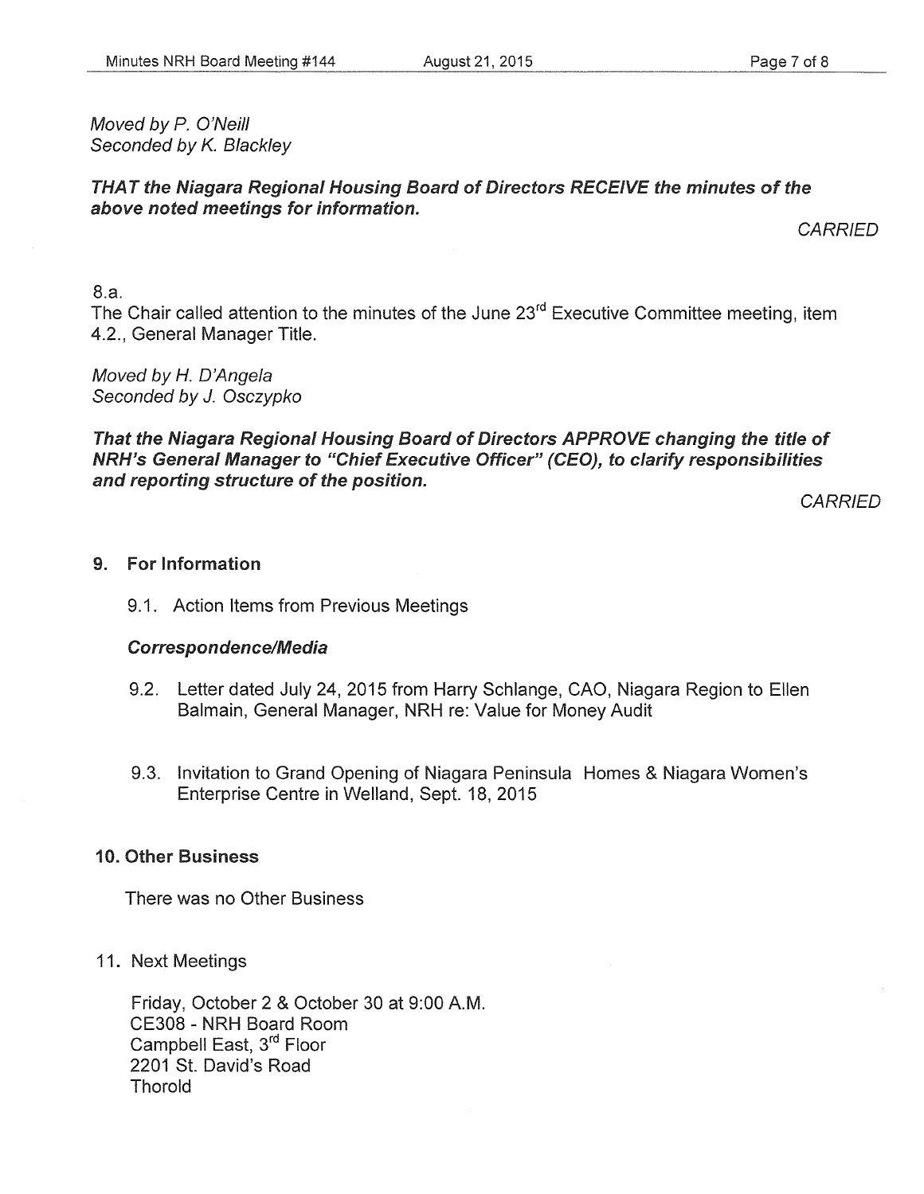*Moved by P. O'Neill*
*Seconded by K. Blackley*

***THAT the Niagara Regional Housing Board of Directors RECEIVE the minutes of the above noted meetings for information.***

*CARRIED*

8.a.
The Chair called attention to the minutes of the June 23rd Executive Committee meeting, item 4.2., General Manager Title.

*Moved by H. D'Angela*
*Seconded by J. Osczypko*

***That the Niagara Regional Housing Board of Directors APPROVE changing the title of NRH's General Manager to "Chief Executive Officer" (CEO), to clarify responsibilities and reporting structure of the position.***

*CARRIED*

## 9. For Information

9.1. Action Items from Previous Meetings

***Correspondence/Media***

9.2. Letter dated July 24, 2015 from Harry Schlange, CAO, Niagara Region to Ellen Balmain, General Manager, NRH re: Value for Money Audit

9.3. Invitation to Grand Opening of Niagara Peninsula Homes & Niagara Women's Enterprise Centre in Welland, Sept. 18, 2015

## 10. Other Business

There was no Other Business

## 11. Next Meetings

Friday, October 2 & October 30 at 9:00 A.M.
CE308 - NRH Board Room
Campbell East, 3rd Floor
2201 St. David's Road
Thorold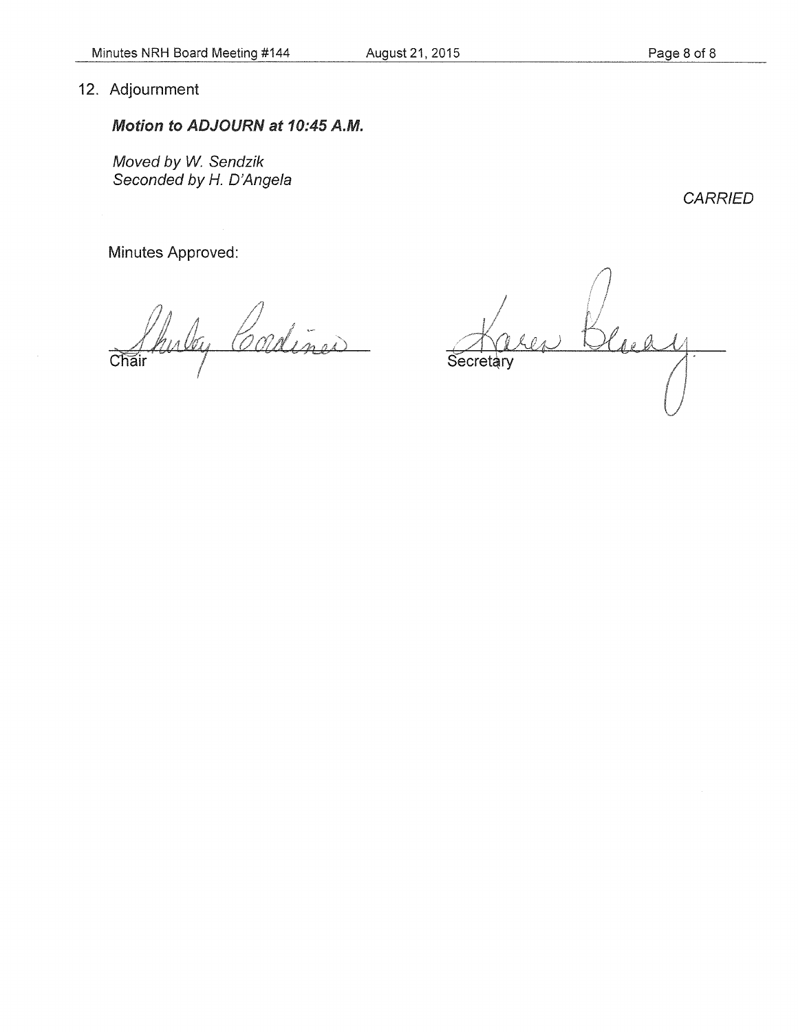12. Adjournment

***Motion to ADJOURN at 10:45 A.M.***

*Moved by W. Sendzik*
*Seconded by H. D'Angela*

*CARRIED*

Minutes Approved:

Shirley Cordiner
Chair

Karen Blewett
Secretary